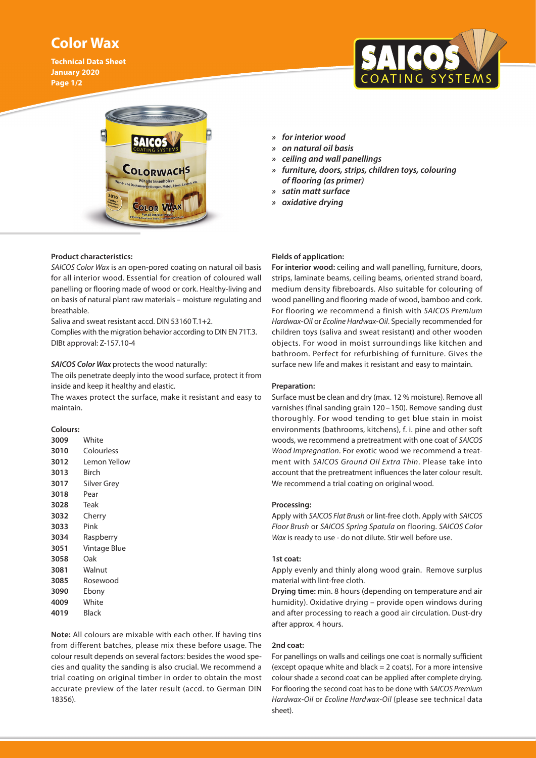# Color Wax

**Technical Data Sheet**
**January 2020**

- » ***for interior wood***
- » ***on natural oil basis***
- » ***ceiling and wall panellings***
- » ***furniture, doors, strips, children toys, colouring of flooring (as primer)***
- » ***satin matt surface***
- » ***oxidative drying***

**Product characteristics:**

*SAICOS Color Wax* is an open-pored coating on natural oil basis for all interior wood. Essential for creation of coloured wall panelling or flooring made of wood or cork. Healthy-living and on basis of natural plant raw materials – moisture regulating and breathable.

Saliva and sweat resistant accd. DIN 53160 T.1+2.

Complies with the migration behavior according to DIN EN 71T.3.

DIBt approval: Z-157.10-4

***SAICOS Color Wax*** protects the wood naturally:

The oils penetrate deeply into the wood surface, protect it from inside and keep it healthy and elastic.

The waxes protect the surface, make it resistant and easy to maintain.

**Colours:**

| | |
|---|---|
| **3009** | White |
| **3010** | Colourless |
| **3012** | Lemon Yellow |
| **3013** | Birch |
| **3017** | Silver Grey |
| **3018** | Pear |
| **3028** | Teak |
| **3032** | Cherry |
| **3033** | Pink |
| **3034** | Raspberry |
| **3051** | Vintage Blue |
| **3058** | Oak |
| **3081** | Walnut |
| **3085** | Rosewood |
| **3090** | Ebony |
| **4009** | White |
| **4019** | Black |

**Note:** All colours are mixable with each other. If having tins from different batches, please mix these before usage. The colour result depends on several factors: besides the wood species and quality the sanding is also crucial. We recommend a trial coating on original timber in order to obtain the most accurate preview of the later result (accd. to German DIN 18356).

**Fields of application:**

**For interior wood:** ceiling and wall panelling, furniture, doors, strips, laminate beams, ceiling beams, oriented strand board, medium density fibreboards. Also suitable for colouring of wood panelling and flooring made of wood, bamboo and cork. For flooring we recommend a finish with *SAICOS Premium Hardwax-Oil* or *Ecoline Hardwax-Oil*. Specially recommended for children toys (saliva and sweat resistant) and other wooden objects. For wood in moist surroundings like kitchen and bathroom. Perfect for refurbishing of furniture. Gives the surface new life and makes it resistant and easy to maintain.

**Preparation:**

Surface must be clean and dry (max. 12 % moisture). Remove all varnishes (final sanding grain 120 – 150). Remove sanding dust thoroughly. For wood tending to get blue stain in moist environments (bathrooms, kitchens), f. i. pine and other soft woods, we recommend a pretreatment with one coat of *SAICOS Wood Impregnation*. For exotic wood we recommend a treatment with *SAICOS Ground Oil Extra Thin*. Please take into account that the pretreatment influences the later colour result. We recommend a trial coating on original wood.

**Processing:**

Apply with *SAICOS Flat Brush* or lint-free cloth. Apply with *SAICOS Floor Brush* or *SAICOS Spring Spatula* on flooring. *SAICOS Color Wax* is ready to use - do not dilute. Stir well before use.

**1st coat:**

Apply evenly and thinly along wood grain. Remove surplus material with lint-free cloth.

**Drying time:** min. 8 hours (depending on temperature and air humidity). Oxidative drying – provide open windows during and after processing to reach a good air circulation. Dust-dry after approx. 4 hours.

**2nd coat:**

For panellings on walls and ceilings one coat is normally sufficient (except opaque white and black = 2 coats). For a more intensive colour shade a second coat can be applied after complete drying. For flooring the second coat has to be done with *SAICOS Premium Hardwax-Oil* or *Ecoline Hardwax-Oil* (please see technical data sheet).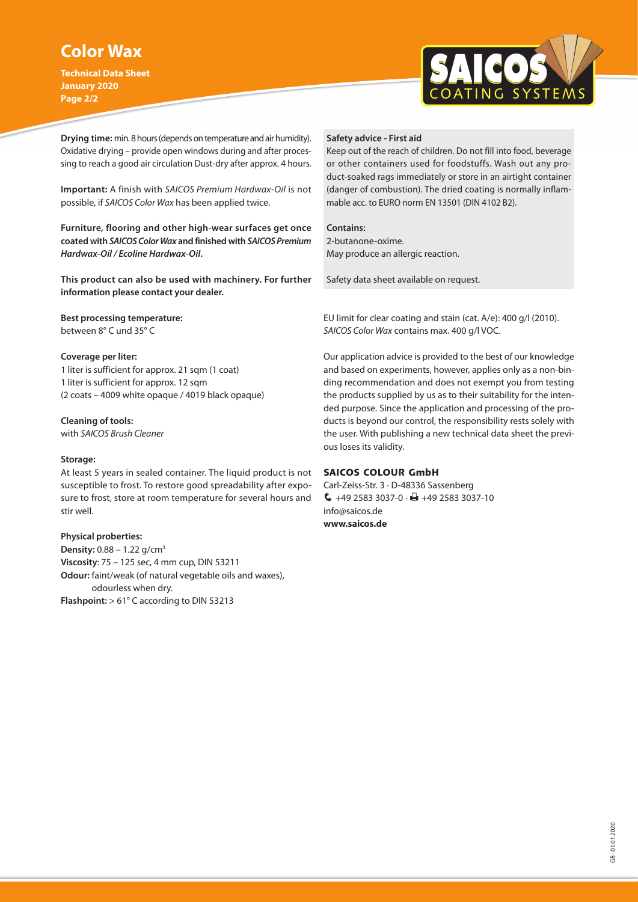# Color Wax

**Technical Data Sheet**
**January 2020**

**Drying time:** min. 8 hours (depends on temperature and air humidity). Oxidative drying – provide open windows during and after processing to reach a good air circulation Dust-dry after approx. 4 hours.

**Important:** A finish with *SAICOS Premium Hardwax-Oil* is not possible, if *SAICOS Color Wax* has been applied twice.

**Furniture, flooring and other high-wear surfaces get once coated with *SAICOS Color Wax* and finished with *SAICOS Premium Hardwax-Oil / Ecoline Hardwax-Oil*.**

**This product can also be used with machinery. For further information please contact your dealer.**

**Best processing temperature:**
between 8° C und 35° C

**Coverage per liter:**
1 liter is sufficient for approx. 21 sqm (1 coat)
1 liter is sufficient for approx. 12 sqm
(2 coats – 4009 white opaque / 4019 black opaque)

**Cleaning of tools:**
with *SAICOS Brush Cleaner*

**Storage:**
At least 5 years in sealed container. The liquid product is not susceptible to frost. To restore good spreadability after exposure to frost, store at room temperature for several hours and stir well.

**Physical proberties:**
**Density:** 0.88 – 1.22 g/cm³
**Viscosity**: 75 – 125 sec, 4 mm cup, DIN 53211
**Odour:** faint/weak (of natural vegetable oils and waxes), odourless when dry.
**Flashpoint:** > 61° C according to DIN 53213

**Safety advice - First aid**
Keep out of the reach of children. Do not fill into food, beverage or other containers used for foodstuffs. Wash out any product-soaked rags immediately or store in an airtight container (danger of combustion). The dried coating is normally inflammable acc. to EURO norm EN 13501 (DIN 4102 B2).

**Contains:**
2-butanone-oxime.
May produce an allergic reaction.

Safety data sheet available on request.

EU limit for clear coating and stain (cat. A/e): 400 g/l (2010). *SAICOS Color Wax* contains max. 400 g/l VOC.

Our application advice is provided to the best of our knowledge and based on experiments, however, applies only as a non-binding recommendation and does not exempt you from testing the products supplied by us as to their suitability for the intended purpose. Since the application and processing of the products is beyond our control, the responsibility rests solely with the user. With publishing a new technical data sheet the previous loses its validity.

**SAICOS COLOUR GmbH**
Carl-Zeiss-Str. 3 · D-48336 Sassenberg
Phone: +49 2583 3037-0 · Fax: +49 2583 3037-10
info@saicos.de
**www.saicos.de**

GB · 01.01.2020